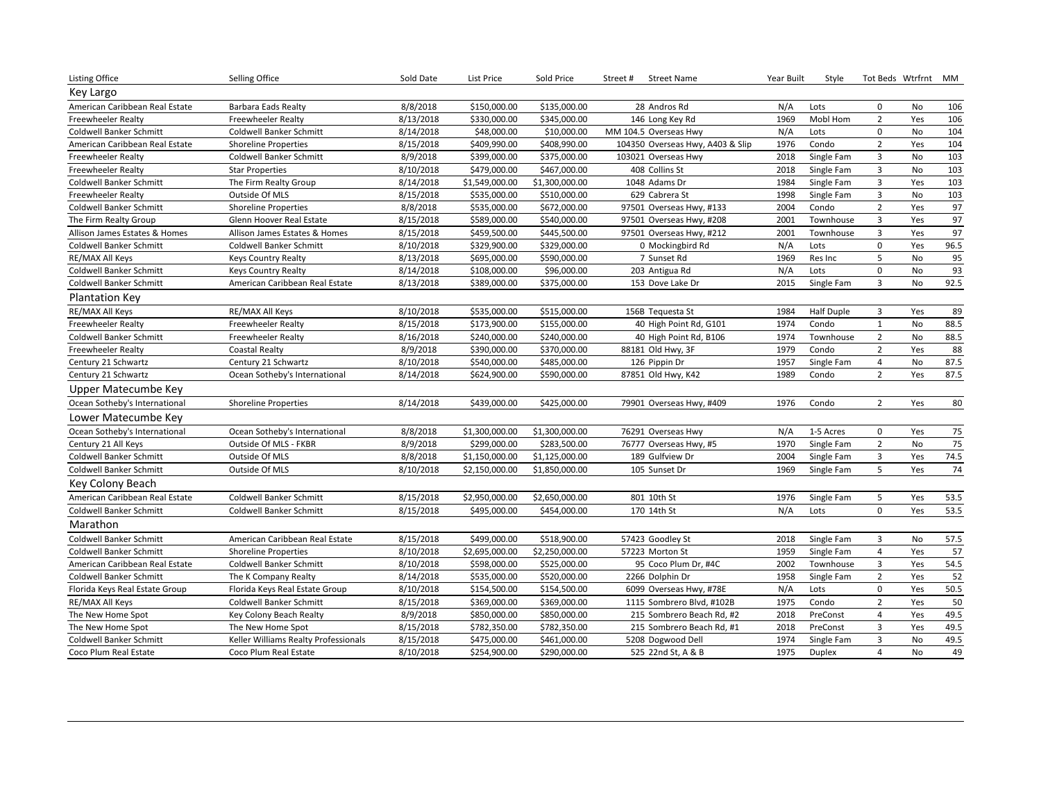| Listing Office | Selling Office | Sold Date | List Price | Sold Price | Street # | Street Name | Year Built | Style | Tot Beds | Wtrfrnt | MM |
|---|---|---|---|---|---|---|---|---|---|---|---|
| **Key Largo** | | | | | | | | | | | |
| American Caribbean Real Estate | Barbara Eads Realty | 8/8/2018 | $150,000.00 | $135,000.00 | 28 | Andros Rd | N/A | Lots | 0 | No | 106 |
| Freewheeler Realty | Freewheeler Realty | 8/13/2018 | $330,000.00 | $345,000.00 | 146 | Long Key Rd | 1969 | Mobl Hom | 2 | Yes | 106 |
| Coldwell Banker Schmitt | Coldwell Banker Schmitt | 8/14/2018 | $48,000.00 | $10,000.00 | MM 104.5 | Overseas Hwy | N/A | Lots | 0 | No | 104 |
| American Caribbean Real Estate | Shoreline Properties | 8/15/2018 | $409,990.00 | $408,990.00 | 104350 | Overseas Hwy, A403 & Slip | 1976 | Condo | 2 | Yes | 104 |
| Freewheeler Realty | Coldwell Banker Schmitt | 8/9/2018 | $399,000.00 | $375,000.00 | 103021 | Overseas Hwy | 2018 | Single Fam | 3 | No | 103 |
| Freewheeler Realty | Star Properties | 8/10/2018 | $479,000.00 | $467,000.00 | 408 | Collins St | 2018 | Single Fam | 3 | No | 103 |
| Coldwell Banker Schmitt | The Firm Realty Group | 8/14/2018 | $1,549,000.00 | $1,300,000.00 | 1048 | Adams Dr | 1984 | Single Fam | 3 | Yes | 103 |
| Freewheeler Realty | Outside Of MLS | 8/15/2018 | $535,000.00 | $510,000.00 | 629 | Cabrera St | 1998 | Single Fam | 3 | No | 103 |
| Coldwell Banker Schmitt | Shoreline Properties | 8/8/2018 | $535,000.00 | $672,000.00 | 97501 | Overseas Hwy, #133 | 2004 | Condo | 2 | Yes | 97 |
| The Firm Realty Group | Glenn Hoover Real Estate | 8/15/2018 | $589,000.00 | $540,000.00 | 97501 | Overseas Hwy, #208 | 2001 | Townhouse | 3 | Yes | 97 |
| Allison James Estates & Homes | Allison James Estates & Homes | 8/15/2018 | $459,500.00 | $445,500.00 | 97501 | Overseas Hwy, #212 | 2001 | Townhouse | 3 | Yes | 97 |
| Coldwell Banker Schmitt | Coldwell Banker Schmitt | 8/10/2018 | $329,900.00 | $329,000.00 | 0 | Mockingbird Rd | N/A | Lots | 0 | Yes | 96.5 |
| RE/MAX All Keys | Keys Country Realty | 8/13/2018 | $695,000.00 | $590,000.00 | 7 | Sunset Rd | 1969 | Res Inc | 5 | No | 95 |
| Coldwell Banker Schmitt | Keys Country Realty | 8/14/2018 | $108,000.00 | $96,000.00 | 203 | Antigua Rd | N/A | Lots | 0 | No | 93 |
| Coldwell Banker Schmitt | American Caribbean Real Estate | 8/13/2018 | $389,000.00 | $375,000.00 | 153 | Dove Lake Dr | 2015 | Single Fam | 3 | No | 92.5 |
| **Plantation Key** | | | | | | | | | | | |
| RE/MAX All Keys | RE/MAX All Keys | 8/10/2018 | $535,000.00 | $515,000.00 | 156B | Tequesta St | 1984 | Half Duple | 3 | Yes | 89 |
| Freewheeler Realty | Freewheeler Realty | 8/15/2018 | $173,900.00 | $155,000.00 | 40 | High Point Rd, G101 | 1974 | Condo | 1 | No | 88.5 |
| Coldwell Banker Schmitt | Freewheeler Realty | 8/16/2018 | $240,000.00 | $240,000.00 | 40 | High Point Rd, B106 | 1974 | Townhouse | 2 | No | 88.5 |
| Freewheeler Realty | Coastal Realty | 8/9/2018 | $390,000.00 | $370,000.00 | 88181 | Old Hwy, 3F | 1979 | Condo | 2 | Yes | 88 |
| Century 21 Schwartz | Century 21 Schwartz | 8/10/2018 | $540,000.00 | $485,000.00 | 126 | Pippin Dr | 1957 | Single Fam | 4 | No | 87.5 |
| Century 21 Schwartz | Ocean Sotheby's International | 8/14/2018 | $624,900.00 | $590,000.00 | 87851 | Old Hwy, K42 | 1989 | Condo | 2 | Yes | 87.5 |
| **Upper Matecumbe Key** | | | | | | | | | | | |
| Ocean Sotheby's International | Shoreline Properties | 8/14/2018 | $439,000.00 | $425,000.00 | 79901 | Overseas Hwy, #409 | 1976 | Condo | 2 | Yes | 80 |
| **Lower Matecumbe Key** | | | | | | | | | | | |
| Ocean Sotheby's International | Ocean Sotheby's International | 8/8/2018 | $1,300,000.00 | $1,300,000.00 | 76291 | Overseas Hwy | N/A | 1-5 Acres | 0 | Yes | 75 |
| Century 21 All Keys | Outside Of MLS - FKBR | 8/9/2018 | $299,000.00 | $283,500.00 | 76777 | Overseas Hwy, #5 | 1970 | Single Fam | 2 | No | 75 |
| Coldwell Banker Schmitt | Outside Of MLS | 8/8/2018 | $1,150,000.00 | $1,125,000.00 | 189 | Gulfview Dr | 2004 | Single Fam | 3 | Yes | 74.5 |
| Coldwell Banker Schmitt | Outside Of MLS | 8/10/2018 | $2,150,000.00 | $1,850,000.00 | 105 | Sunset Dr | 1969 | Single Fam | 5 | Yes | 74 |
| **Key Colony Beach** | | | | | | | | | | | |
| American Caribbean Real Estate | Coldwell Banker Schmitt | 8/15/2018 | $2,950,000.00 | $2,650,000.00 | 801 | 10th St | 1976 | Single Fam | 5 | Yes | 53.5 |
| Coldwell Banker Schmitt | Coldwell Banker Schmitt | 8/15/2018 | $495,000.00 | $454,000.00 | 170 | 14th St | N/A | Lots | 0 | Yes | 53.5 |
| **Marathon** | | | | | | | | | | | |
| Coldwell Banker Schmitt | American Caribbean Real Estate | 8/15/2018 | $499,000.00 | $518,900.00 | 57423 | Goodley St | 2018 | Single Fam | 3 | No | 57.5 |
| Coldwell Banker Schmitt | Shoreline Properties | 8/10/2018 | $2,695,000.00 | $2,250,000.00 | 57223 | Morton St | 1959 | Single Fam | 4 | Yes | 57 |
| American Caribbean Real Estate | Coldwell Banker Schmitt | 8/10/2018 | $598,000.00 | $525,000.00 | 95 | Coco Plum Dr, #4C | 2002 | Townhouse | 3 | Yes | 54.5 |
| Coldwell Banker Schmitt | The K Company Realty | 8/14/2018 | $535,000.00 | $520,000.00 | 2266 | Dolphin Dr | 1958 | Single Fam | 2 | Yes | 52 |
| Florida Keys Real Estate Group | Florida Keys Real Estate Group | 8/10/2018 | $154,500.00 | $154,500.00 | 6099 | Overseas Hwy, #78E | N/A | Lots | 0 | Yes | 50.5 |
| RE/MAX All Keys | Coldwell Banker Schmitt | 8/15/2018 | $369,000.00 | $369,000.00 | 1115 | Sombrero Blvd, #102B | 1975 | Condo | 2 | Yes | 50 |
| The New Home Spot | Key Colony Beach Realty | 8/9/2018 | $850,000.00 | $850,000.00 | 215 | Sombrero Beach Rd, #2 | 2018 | PreConst | 4 | Yes | 49.5 |
| The New Home Spot | The New Home Spot | 8/15/2018 | $782,350.00 | $782,350.00 | 215 | Sombrero Beach Rd, #1 | 2018 | PreConst | 3 | Yes | 49.5 |
| Coldwell Banker Schmitt | Keller Williams Realty Professionals | 8/15/2018 | $475,000.00 | $461,000.00 | 5208 | Dogwood Dell | 1974 | Single Fam | 3 | No | 49.5 |
| Coco Plum Real Estate | Coco Plum Real Estate | 8/10/2018 | $254,900.00 | $290,000.00 | 525 | 22nd St, A & B | 1975 | Duplex | 4 | No | 49 |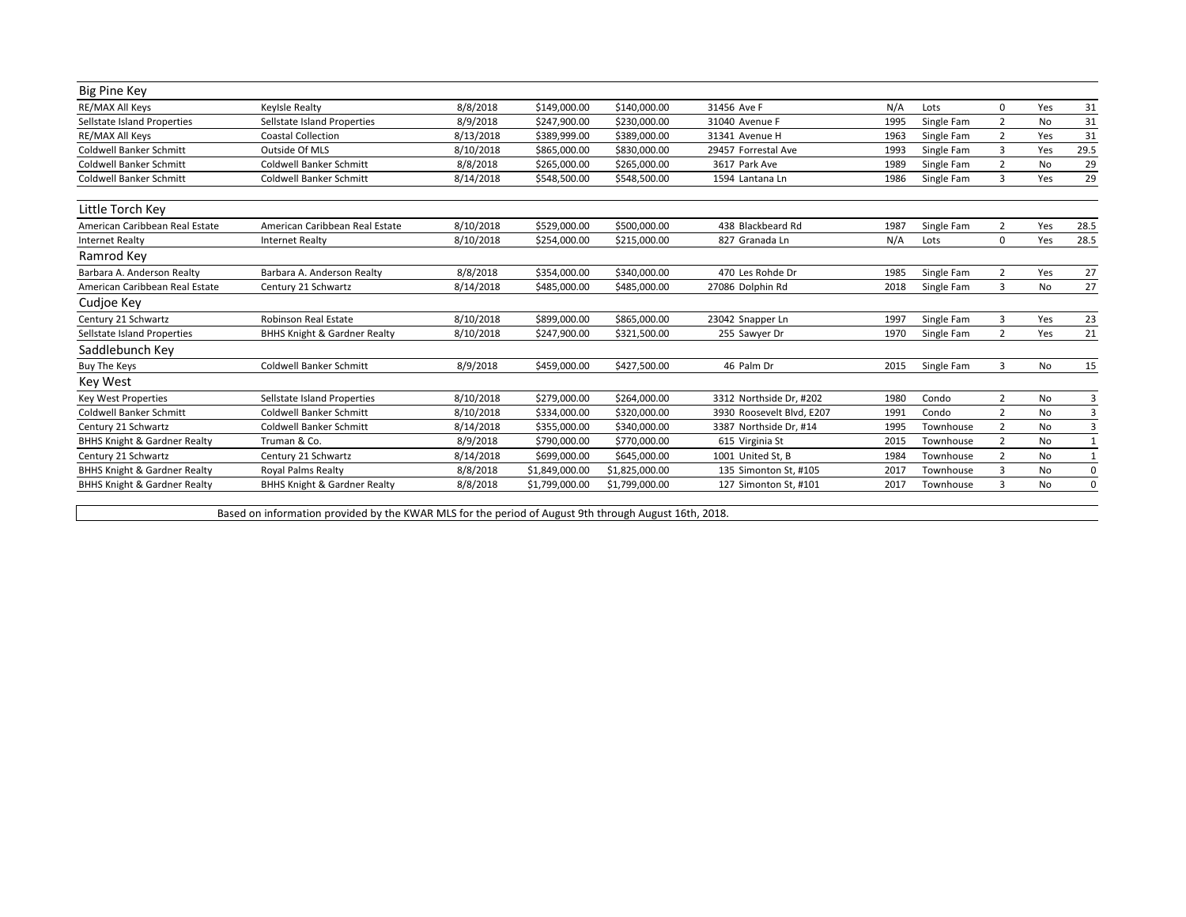| | | | | | | | | | | |
|---|---|---|---|---|---|---|---|---|---|---|
| **Big Pine Key** | | | | | | | | | | |
| RE/MAX All Keys | KeyIsle Realty | 8/8/2018 | $149,000.00 | $140,000.00 | 31456 Ave F | N/A | Lots | 0 | Yes | 31 |
| Sellstate Island Properties | Sellstate Island Properties | 8/9/2018 | $247,900.00 | $230,000.00 | 31040 Avenue F | 1995 | Single Fam | 2 | No | 31 |
| RE/MAX All Keys | Coastal Collection | 8/13/2018 | $389,999.00 | $389,000.00 | 31341 Avenue H | 1963 | Single Fam | 2 | Yes | 31 |
| Coldwell Banker Schmitt | Outside Of MLS | 8/10/2018 | $865,000.00 | $830,000.00 | 29457 Forrestal Ave | 1993 | Single Fam | 3 | Yes | 29.5 |
| Coldwell Banker Schmitt | Coldwell Banker Schmitt | 8/8/2018 | $265,000.00 | $265,000.00 | 3617 Park Ave | 1989 | Single Fam | 2 | No | 29 |
| Coldwell Banker Schmitt | Coldwell Banker Schmitt | 8/14/2018 | $548,500.00 | $548,500.00 | 1594 Lantana Ln | 1986 | Single Fam | 3 | Yes | 29 |
| **Little Torch Key** | | | | | | | | | | |
| American Caribbean Real Estate | American Caribbean Real Estate | 8/10/2018 | $529,000.00 | $500,000.00 | 438 Blackbeard Rd | 1987 | Single Fam | 2 | Yes | 28.5 |
| Internet Realty | Internet Realty | 8/10/2018 | $254,000.00 | $215,000.00 | 827 Granada Ln | N/A | Lots | 0 | Yes | 28.5 |
| **Ramrod Key** | | | | | | | | | | |
| Barbara A. Anderson Realty | Barbara A. Anderson Realty | 8/8/2018 | $354,000.00 | $340,000.00 | 470 Les Rohde Dr | 1985 | Single Fam | 2 | Yes | 27 |
| American Caribbean Real Estate | Century 21 Schwartz | 8/14/2018 | $485,000.00 | $485,000.00 | 27086 Dolphin Rd | 2018 | Single Fam | 3 | No | 27 |
| **Cudjoe Key** | | | | | | | | | | |
| Century 21 Schwartz | Robinson Real Estate | 8/10/2018 | $899,000.00 | $865,000.00 | 23042 Snapper Ln | 1997 | Single Fam | 3 | Yes | 23 |
| Sellstate Island Properties | BHHS Knight & Gardner Realty | 8/10/2018 | $247,900.00 | $321,500.00 | 255 Sawyer Dr | 1970 | Single Fam | 2 | Yes | 21 |
| **Saddlebunch Key** | | | | | | | | | | |
| Buy The Keys | Coldwell Banker Schmitt | 8/9/2018 | $459,000.00 | $427,500.00 | 46 Palm Dr | 2015 | Single Fam | 3 | No | 15 |
| **Key West** | | | | | | | | | | |
| Key West Properties | Sellstate Island Properties | 8/10/2018 | $279,000.00 | $264,000.00 | 3312 Northside Dr, #202 | 1980 | Condo | 2 | No | 3 |
| Coldwell Banker Schmitt | Coldwell Banker Schmitt | 8/10/2018 | $334,000.00 | $320,000.00 | 3930 Roosevelt Blvd, E207 | 1991 | Condo | 2 | No | 3 |
| Century 21 Schwartz | Coldwell Banker Schmitt | 8/14/2018 | $355,000.00 | $340,000.00 | 3387 Northside Dr, #14 | 1995 | Townhouse | 2 | No | 3 |
| BHHS Knight & Gardner Realty | Truman & Co. | 8/9/2018 | $790,000.00 | $770,000.00 | 615 Virginia St | 2015 | Townhouse | 2 | No | 1 |
| Century 21 Schwartz | Century 21 Schwartz | 8/14/2018 | $699,000.00 | $645,000.00 | 1001 United St, B | 1984 | Townhouse | 2 | No | 1 |
| BHHS Knight & Gardner Realty | Royal Palms Realty | 8/8/2018 | $1,849,000.00 | $1,825,000.00 | 135 Simonton St, #105 | 2017 | Townhouse | 3 | No | 0 |
| BHHS Knight & Gardner Realty | BHHS Knight & Gardner Realty | 8/8/2018 | $1,799,000.00 | $1,799,000.00 | 127 Simonton St, #101 | 2017 | Townhouse | 3 | No | 0 |

Based on information provided by the KWAR MLS for the period of August 9th through August 16th, 2018.